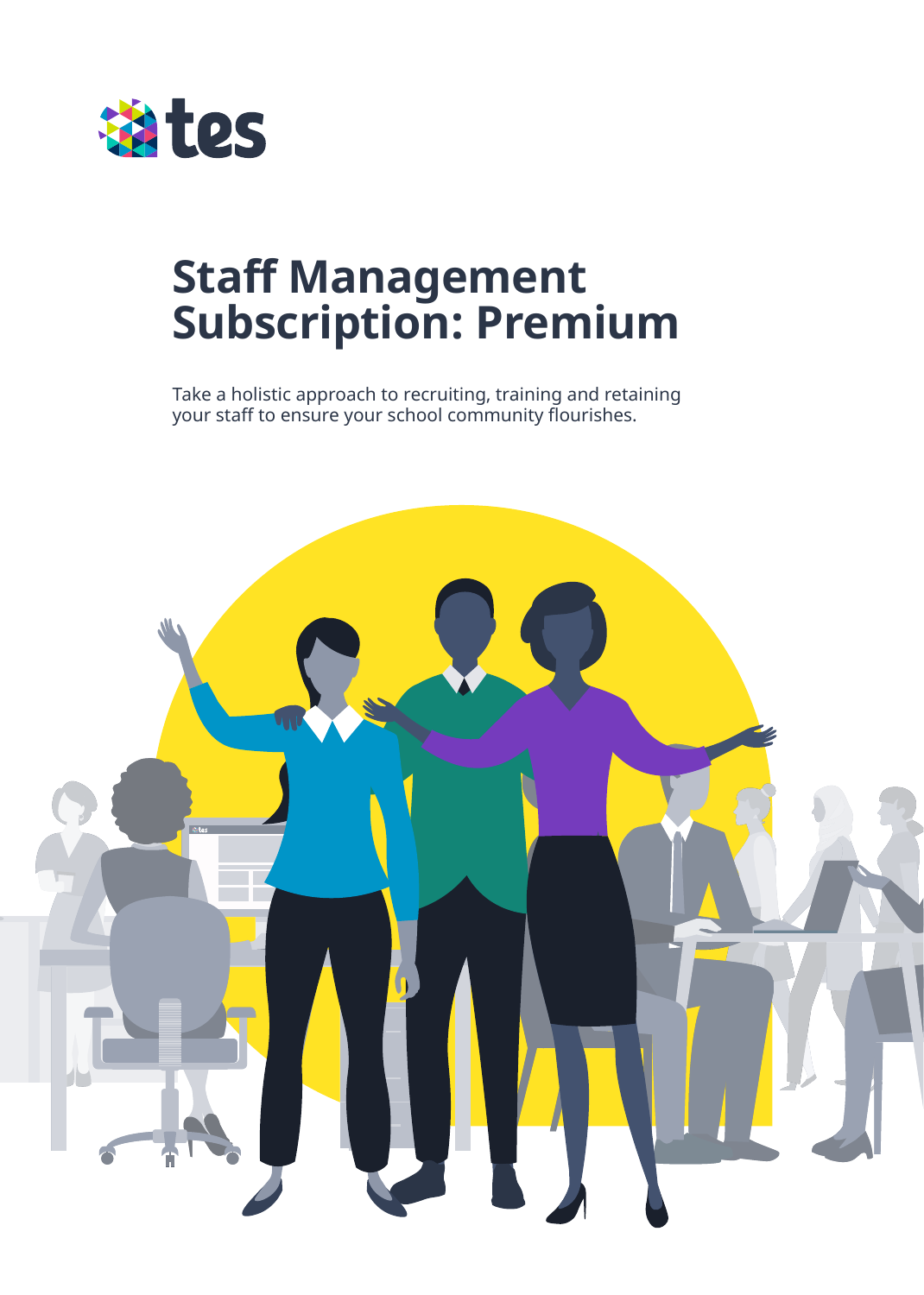tes

# Staff Management Subscription: Premium

Take a holistic approach to recruiting, training and retaining your staff to ensure your school community flourishes.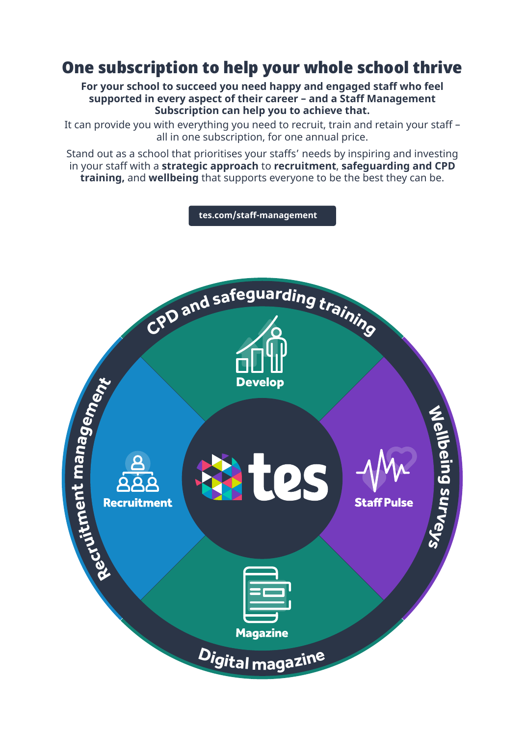# One subscription to help your whole school thrive

**For your school to succeed you need happy and engaged staff who feel supported in every aspect of their career – and a Staff Management Subscription can help you to achieve that.**

It can provide you with everything you need to recruit, train and retain your staff – all in one subscription, for one annual price.

Stand out as a school that prioritises your staffs' needs by inspiring and investing in your staff with a **strategic approach** to **recruitment**, **safeguarding and CPD training,** and **wellbeing** that supports everyone to be the best they can be.

**tes.com/staff-management**

CPD and safeguarding training

Develop

Recruitment management

Recruitment

tes

Staff Pulse

Wellbeing surveys

Magazine

Digital magazine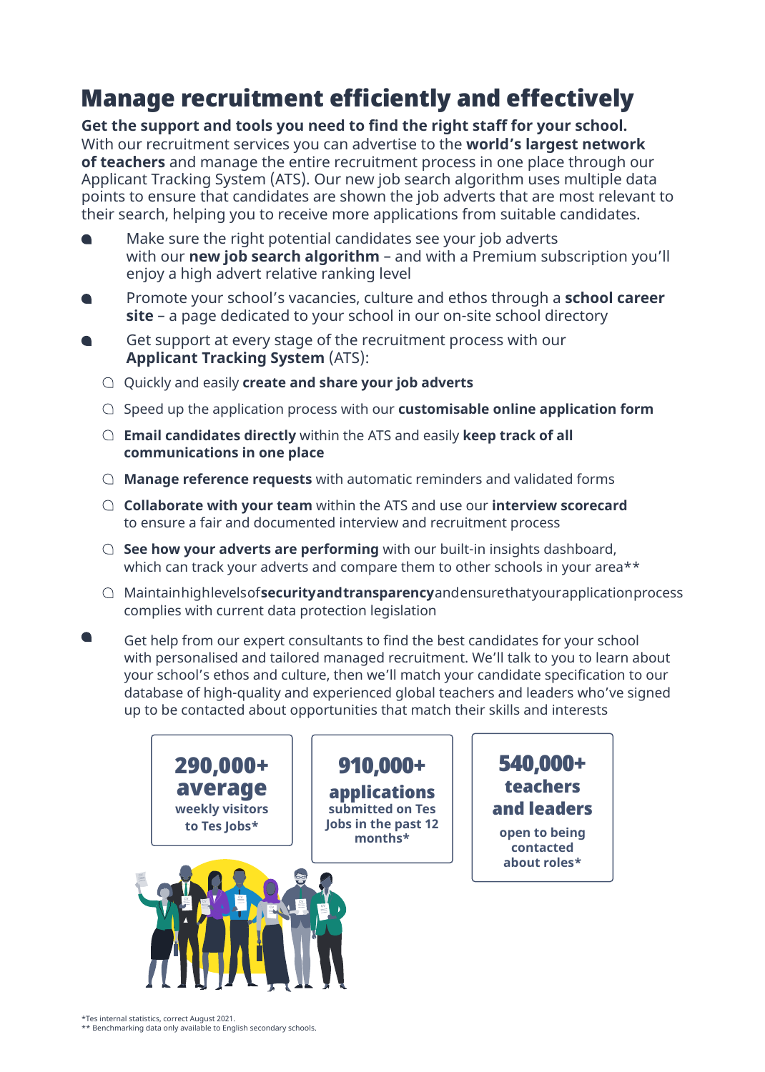# Manage recruitment efficiently and effectively

**Get the support and tools you need to find the right staff for your school.**
With our recruitment services you can advertise to the **world's largest network of teachers** and manage the entire recruitment process in one place through our Applicant Tracking System (ATS). Our new job search algorithm uses multiple data points to ensure that candidates are shown the job adverts that are most relevant to their search, helping you to receive more applications from suitable candidates.

- Make sure the right potential candidates see your job adverts with our **new job search algorithm** – and with a Premium subscription you'll enjoy a high advert relative ranking level
- Promote your school's vacancies, culture and ethos through a **school career site** – a page dedicated to your school in our on-site school directory
- Get support at every stage of the recruitment process with our **Applicant Tracking System** (ATS):
  - Quickly and easily **create and share your job adverts**
  - Speed up the application process with our **customisable online application form**
  - **Email candidates directly** within the ATS and easily **keep track of all communications in one place**
  - **Manage reference requests** with automatic reminders and validated forms
  - **Collaborate with your team** within the ATS and use our **interview scorecard** to ensure a fair and documented interview and recruitment process
  - **See how your adverts are performing** with our built-in insights dashboard, which can track your adverts and compare them to other schools in your area**
  - Maintain high levels of **security and transparency** and ensure that your application process complies with current data protection legislation
- Get help from our expert consultants to find the best candidates for your school with personalised and tailored managed recruitment. We'll talk to you to learn about your school's ethos and culture, then we'll match your candidate specification to our database of high-quality and experienced global teachers and leaders who've signed up to be contacted about opportunities that match their skills and interests

**290,000+ average**
weekly visitors to Tes Jobs*

**910,000+ applications**
submitted on Tes Jobs in the past 12 months*

**540,000+ teachers and leaders**
open to being contacted about roles*

*Tes internal statistics, correct August 2021.
** Benchmarking data only available to English secondary schools.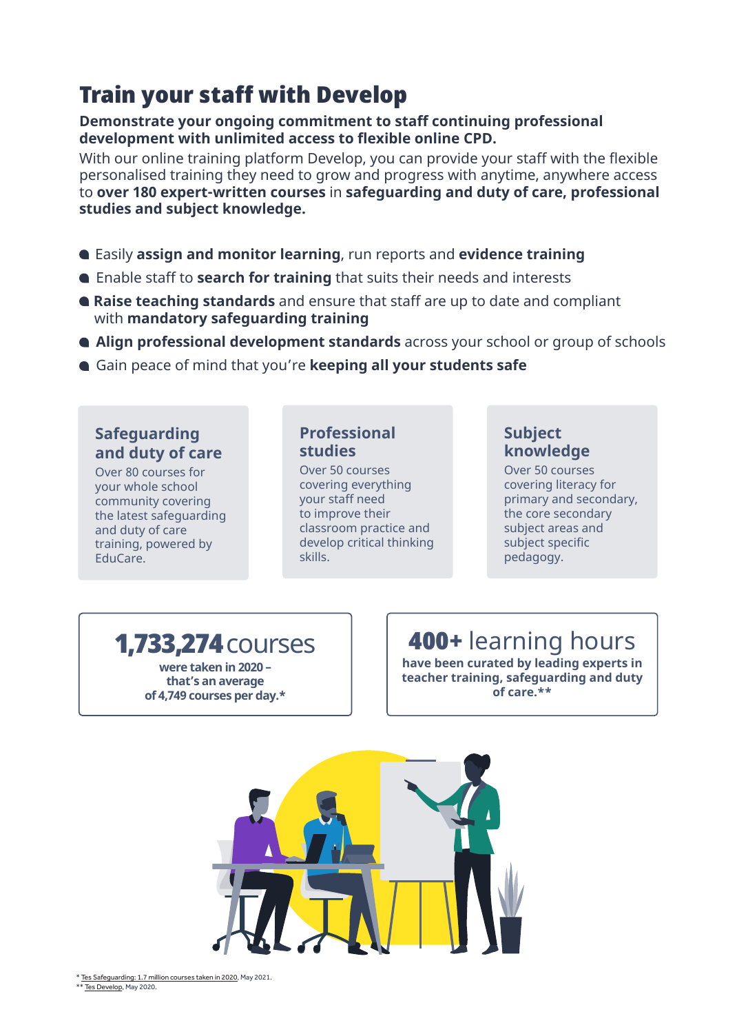# Train your staff with Develop

**Demonstrate your ongoing commitment to staff continuing professional development with unlimited access to flexible online CPD.**

With our online training platform Develop, you can provide your staff with the flexible personalised training they need to grow and progress with anytime, anywhere access to **over 180 expert-written courses** in **safeguarding and duty of care, professional studies and subject knowledge.**

- Easily **assign and monitor learning**, run reports and **evidence training**
- Enable staff to **search for training** that suits their needs and interests
- **Raise teaching standards** and ensure that staff are up to date and compliant with **mandatory safeguarding training**
- **Align professional development standards** across your school or group of schools
- Gain peace of mind that you're **keeping all your students safe**

### Safeguarding and duty of care

Over 80 courses for your whole school community covering the latest safeguarding and duty of care training, powered by EduCare.

### Professional studies

Over 50 courses covering everything your staff need to improve their classroom practice and develop critical thinking skills.

### Subject knowledge

Over 50 courses covering literacy for primary and secondary, the core secondary subject areas and subject specific pedagogy.

**1,733,274** courses

**were taken in 2020 – that's an average of 4,749 courses per day.***

**400+** learning hours

**have been curated by leading experts in teacher training, safeguarding and duty of care.****

\* Tes Safeguarding: 1.7 million courses taken in 2020, May 2021.
** Tes Develop, May 2020.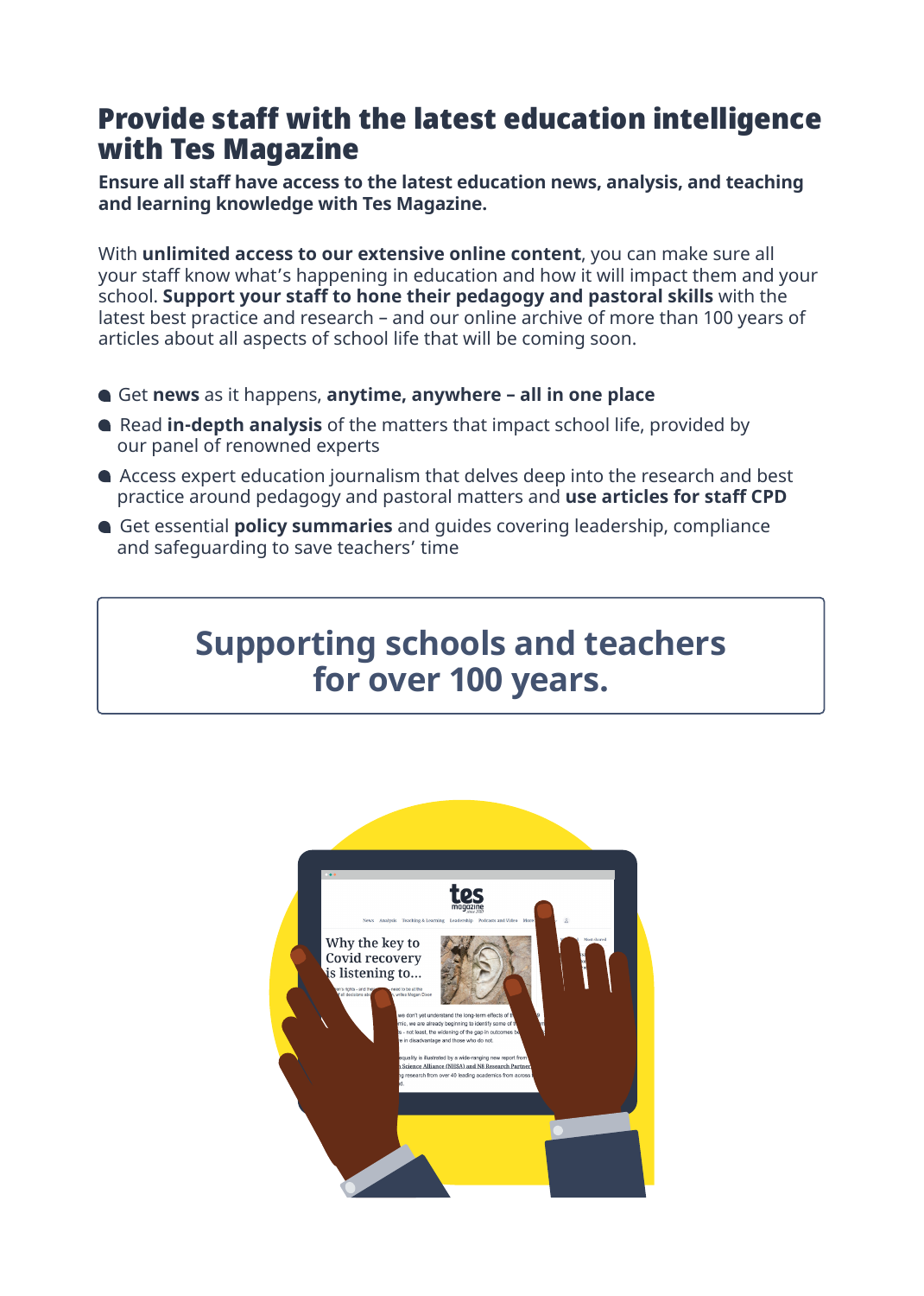# Provide staff with the latest education intelligence with Tes Magazine

**Ensure all staff have access to the latest education news, analysis, and teaching and learning knowledge with Tes Magazine.**

With **unlimited access to our extensive online content**, you can make sure all your staff know what's happening in education and how it will impact them and your school. **Support your staff to hone their pedagogy and pastoral skills** with the latest best practice and research – and our online archive of more than 100 years of articles about all aspects of school life that will be coming soon.

- Get **news** as it happens, **anytime, anywhere – all in one place**
- Read **in-depth analysis** of the matters that impact school life, provided by our panel of renowned experts
- Access expert education journalism that delves deep into the research and best practice around pedagogy and pastoral matters and **use articles for staff CPD**
- Get essential **policy summaries** and guides covering leadership, compliance and safeguarding to save teachers' time

## Supporting schools and teachers for over 100 years.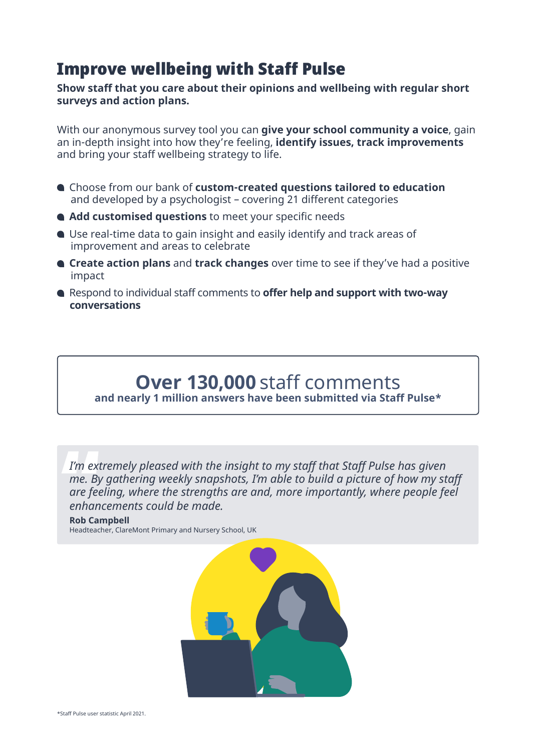# Improve wellbeing with Staff Pulse

**Show staff that you care about their opinions and wellbeing with regular short surveys and action plans.**

With our anonymous survey tool you can **give your school community a voice**, gain an in-depth insight into how they're feeling, **identify issues, track improvements** and bring your staff wellbeing strategy to life.

- Choose from our bank of **custom-created questions tailored to education** and developed by a psychologist – covering 21 different categories
- **Add customised questions** to meet your specific needs
- Use real-time data to gain insight and easily identify and track areas of improvement and areas to celebrate
- **Create action plans** and **track changes** over time to see if they've had a positive impact
- Respond to individual staff comments to **offer help and support with two-way conversations**

**Over 130,000** staff comments
**and nearly 1 million answers have been submitted via Staff Pulse***

> *I'm extremely pleased with the insight to my staff that Staff Pulse has given me. By gathering weekly snapshots, I'm able to build a picture of how my staff are feeling, where the strengths are and, more importantly, where people feel enhancements could be made.*
>
> **Rob Campbell**
> Headteacher, ClareMont Primary and Nursery School, UK

*Staff Pulse user statistic April 2021.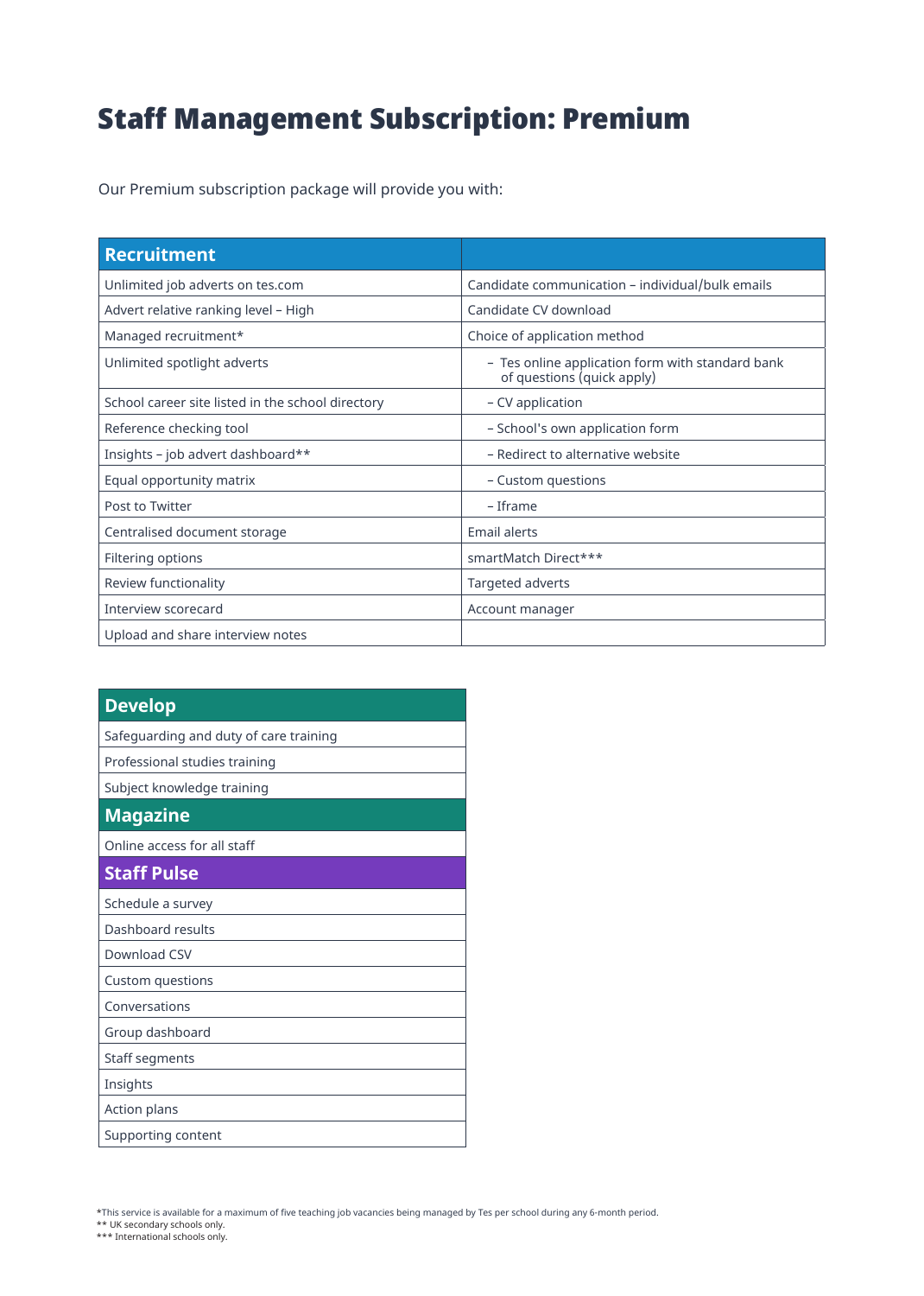# Staff Management Subscription: Premium

Our Premium subscription package will provide you with:

| Recruitment | |
|---|---|
| Unlimited job adverts on tes.com | Candidate communication – individual/bulk emails |
| Advert relative ranking level – High | Candidate CV download |
| Managed recruitment* | Choice of application method |
| Unlimited spotlight adverts | – Tes online application form with standard bank of questions (quick apply) |
| School career site listed in the school directory | – CV application |
| Reference checking tool | – School's own application form |
| Insights – job advert dashboard** | – Redirect to alternative website |
| Equal opportunity matrix | – Custom questions |
| Post to Twitter | – Iframe |
| Centralised document storage | Email alerts |
| Filtering options | smartMatch Direct*** |
| Review functionality | Targeted adverts |
| Interview scorecard | Account manager |
| Upload and share interview notes | |

| Develop |
|---|
| Safeguarding and duty of care training |
| Professional studies training |
| Subject knowledge training |
| **Magazine** |
| Online access for all staff |
| **Staff Pulse** |
| Schedule a survey |
| Dashboard results |
| Download CSV |
| Custom questions |
| Conversations |
| Group dashboard |
| Staff segments |
| Insights |
| Action plans |
| Supporting content |

*This service is available for a maximum of five teaching job vacancies being managed by Tes per school during any 6-month period.
** UK secondary schools only.
*** International schools only.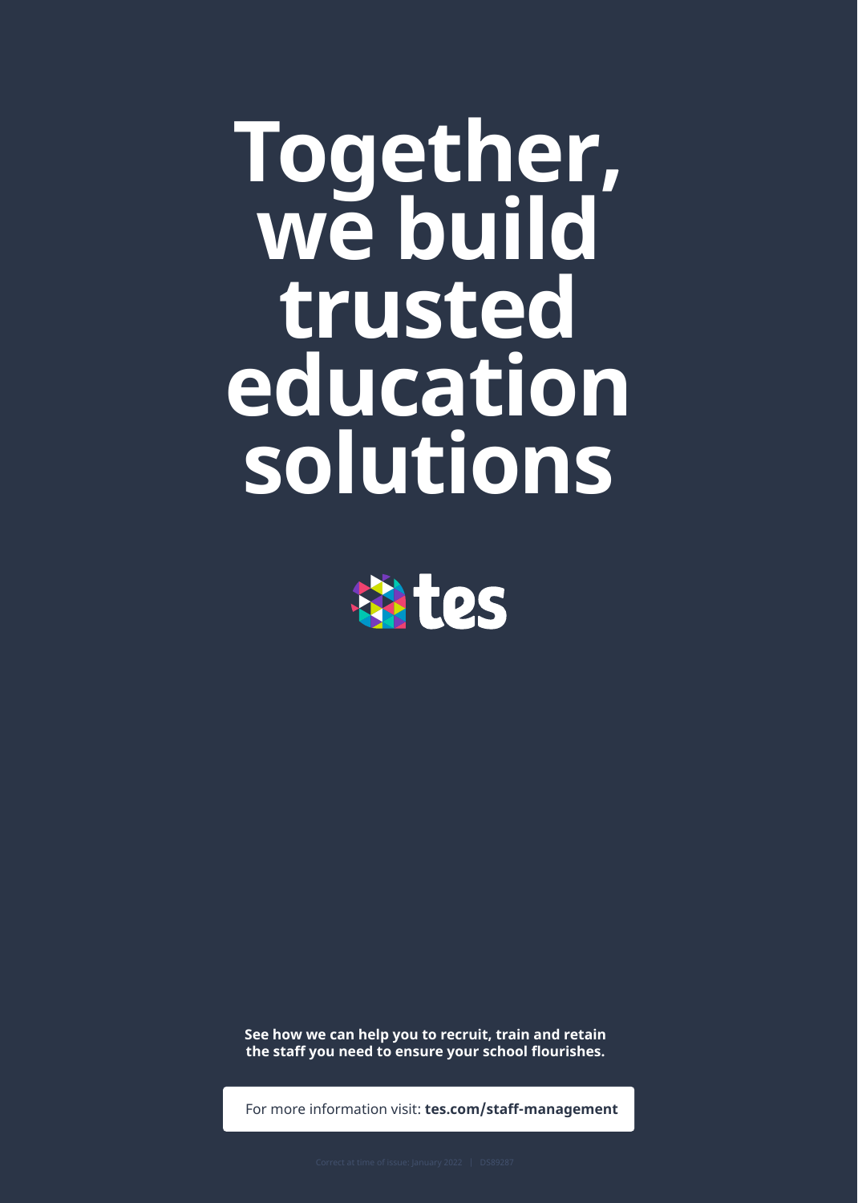# Together, we build trusted education solutions

tes

**See how we can help you to recruit, train and retain the staff you need to ensure your school flourishes.**

For more information visit: **tes.com/staff-management**

Correct at time of issue: January 2022 | DS89287